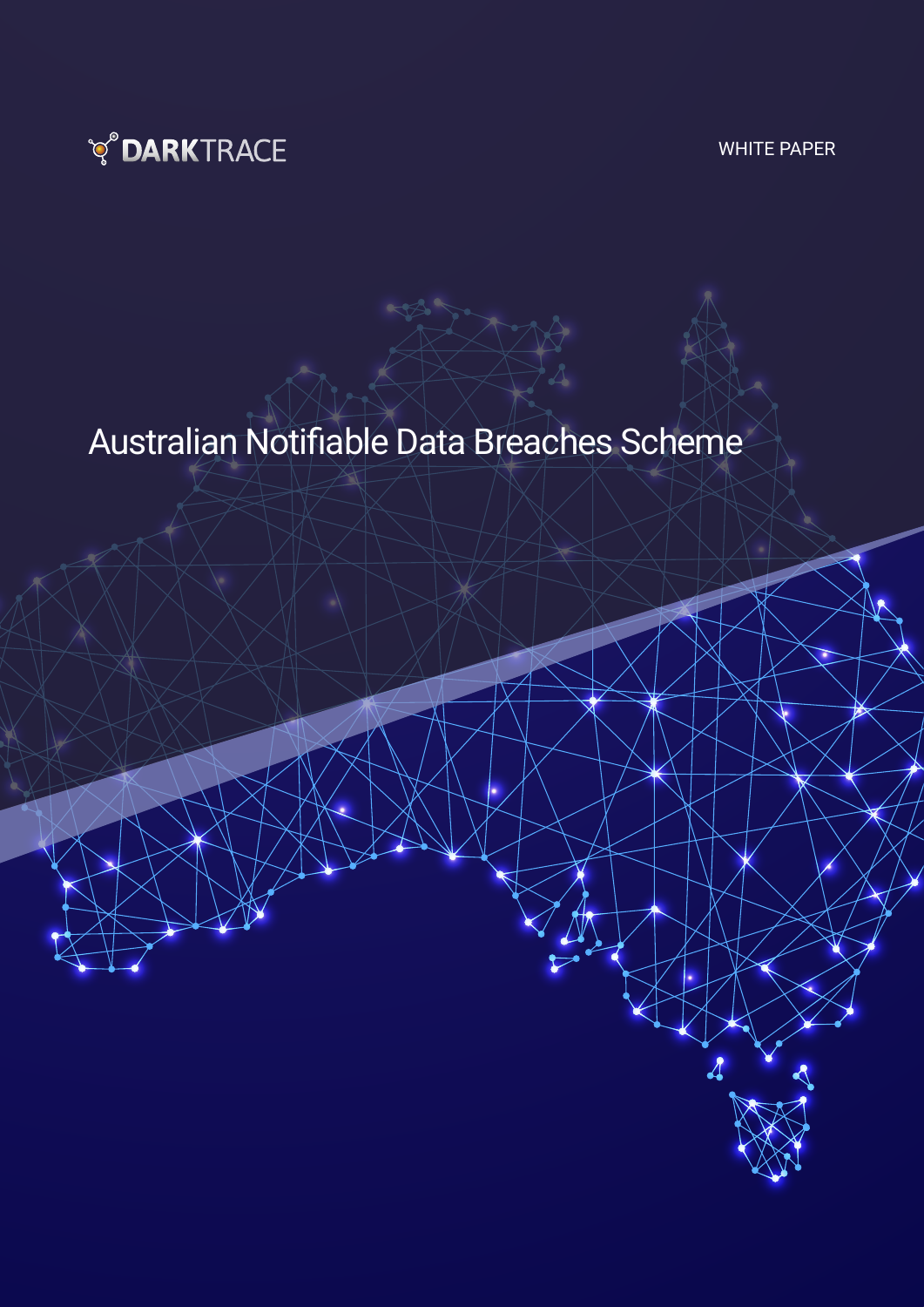DARKTRACE

WHITE PAPER

# Australian Notifiable Data Breaches Scheme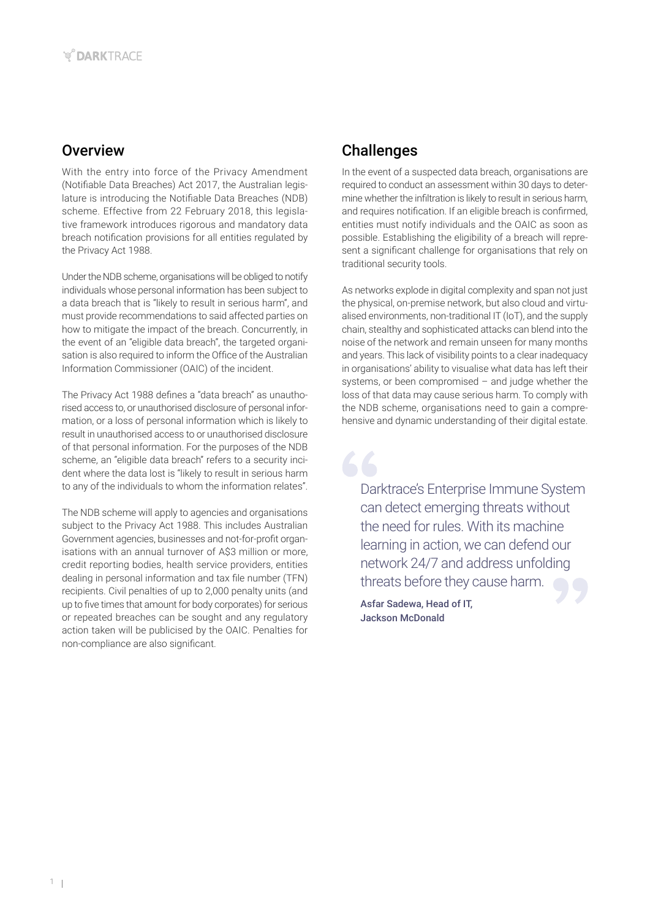## Overview

With the entry into force of the Privacy Amendment (Notifiable Data Breaches) Act 2017, the Australian legislature is introducing the Notifiable Data Breaches (NDB) scheme. Effective from 22 February 2018, this legislative framework introduces rigorous and mandatory data breach notification provisions for all entities regulated by the Privacy Act 1988.

Under the NDB scheme, organisations will be obliged to notify individuals whose personal information has been subject to a data breach that is "likely to result in serious harm", and must provide recommendations to said affected parties on how to mitigate the impact of the breach. Concurrently, in the event of an "eligible data breach", the targeted organisation is also required to inform the Office of the Australian Information Commissioner (OAIC) of the incident.

The Privacy Act 1988 defines a "data breach" as unauthorised access to, or unauthorised disclosure of personal information, or a loss of personal information which is likely to result in unauthorised access to or unauthorised disclosure of that personal information. For the purposes of the NDB scheme, an "eligible data breach" refers to a security incident where the data lost is "likely to result in serious harm to any of the individuals to whom the information relates".

The NDB scheme will apply to agencies and organisations subject to the Privacy Act 1988. This includes Australian Government agencies, businesses and not-for-profit organisations with an annual turnover of A$3 million or more, credit reporting bodies, health service providers, entities dealing in personal information and tax file number (TFN) recipients. Civil penalties of up to 2,000 penalty units (and up to five times that amount for body corporates) for serious or repeated breaches can be sought and any regulatory action taken will be publicised by the OAIC. Penalties for non-compliance are also significant.

## Challenges

In the event of a suspected data breach, organisations are required to conduct an assessment within 30 days to determine whether the infiltration is likely to result in serious harm, and requires notification. If an eligible breach is confirmed, entities must notify individuals and the OAIC as soon as possible. Establishing the eligibility of a breach will represent a significant challenge for organisations that rely on traditional security tools.

As networks explode in digital complexity and span not just the physical, on-premise network, but also cloud and virtualised environments, non-traditional IT (IoT), and the supply chain, stealthy and sophisticated attacks can blend into the noise of the network and remain unseen for many months and years. This lack of visibility points to a clear inadequacy in organisations' ability to visualise what data has left their systems, or been compromised – and judge whether the loss of that data may cause serious harm. To comply with the NDB scheme, organisations need to gain a comprehensive and dynamic understanding of their digital estate.

> Darktrace's Enterprise Immune System can detect emerging threats without the need for rules. With its machine learning in action, we can defend our network 24/7 and address unfolding threats before they cause harm.
>
> **Asfar Sadewa, Head of IT, Jackson McDonald**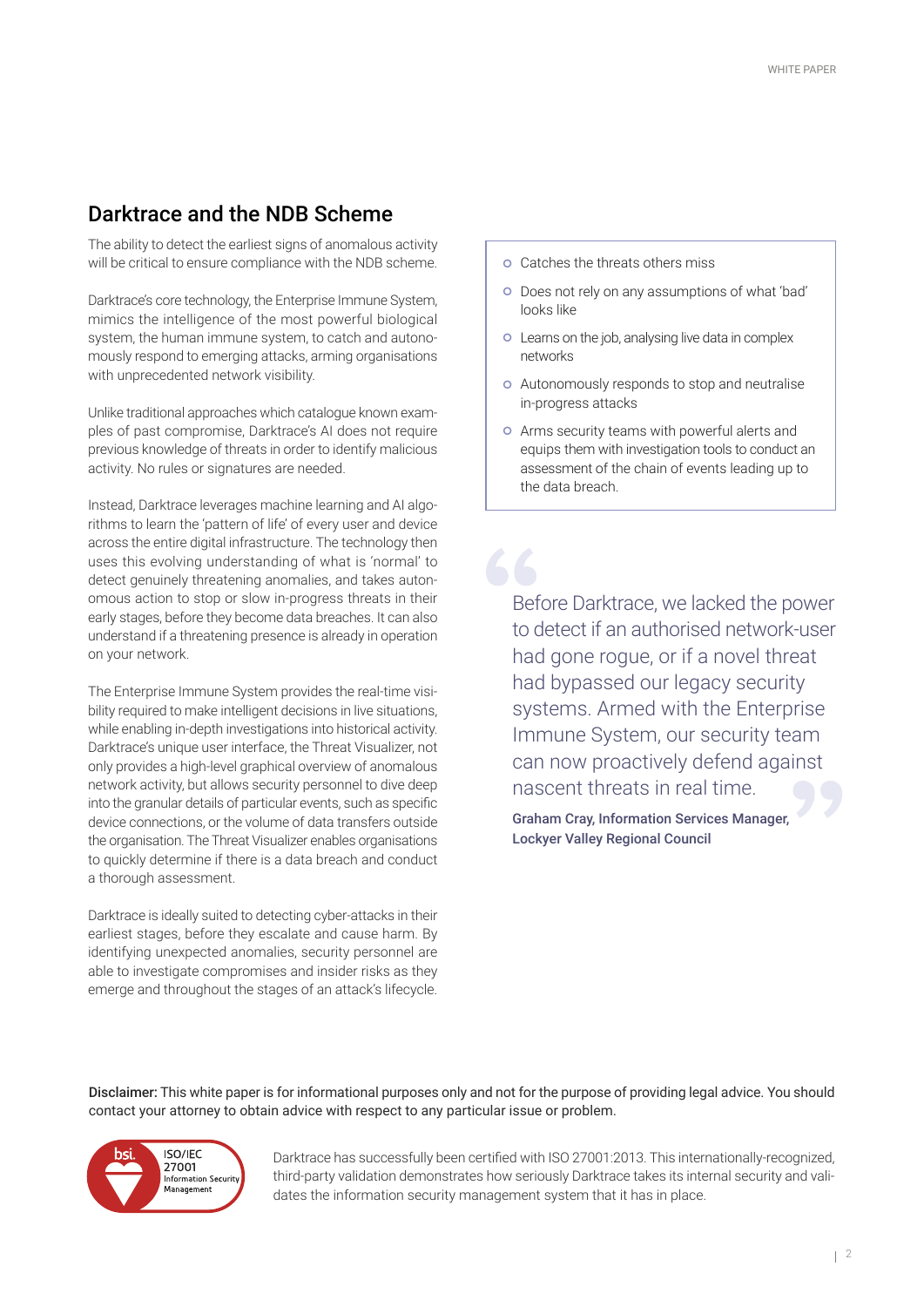## Darktrace and the NDB Scheme

The ability to detect the earliest signs of anomalous activity will be critical to ensure compliance with the NDB scheme.

Darktrace's core technology, the Enterprise Immune System, mimics the intelligence of the most powerful biological system, the human immune system, to catch and autonomously respond to emerging attacks, arming organisations with unprecedented network visibility.

Unlike traditional approaches which catalogue known examples of past compromise, Darktrace's AI does not require previous knowledge of threats in order to identify malicious activity. No rules or signatures are needed.

Instead, Darktrace leverages machine learning and AI algorithms to learn the 'pattern of life' of every user and device across the entire digital infrastructure. The technology then uses this evolving understanding of what is 'normal' to detect genuinely threatening anomalies, and takes autonomous action to stop or slow in-progress threats in their early stages, before they become data breaches. It can also understand if a threatening presence is already in operation on your network.

The Enterprise Immune System provides the real-time visibility required to make intelligent decisions in live situations, while enabling in-depth investigations into historical activity. Darktrace's unique user interface, the Threat Visualizer, not only provides a high-level graphical overview of anomalous network activity, but allows security personnel to dive deep into the granular details of particular events, such as specific device connections, or the volume of data transfers outside the organisation. The Threat Visualizer enables organisations to quickly determine if there is a data breach and conduct a thorough assessment.

Darktrace is ideally suited to detecting cyber-attacks in their earliest stages, before they escalate and cause harm. By identifying unexpected anomalies, security personnel are able to investigate compromises and insider risks as they emerge and throughout the stages of an attack's lifecycle.

- Catches the threats others miss
- Does not rely on any assumptions of what 'bad' looks like
- Learns on the job, analysing live data in complex networks
- Autonomously responds to stop and neutralise in-progress attacks
- Arms security teams with powerful alerts and equips them with investigation tools to conduct an assessment of the chain of events leading up to the data breach.

> Before Darktrace, we lacked the power to detect if an authorised network-user had gone rogue, or if a novel threat had bypassed our legacy security systems. Armed with the Enterprise Immune System, our security team can now proactively defend against nascent threats in real time.
>
> **Graham Cray, Information Services Manager, Lockyer Valley Regional Council**

**Disclaimer:** This white paper is for informational purposes only and not for the purpose of providing legal advice. You should contact your attorney to obtain advice with respect to any particular issue or problem.

bsi. ISO/IEC 27001 Information Security Management

Darktrace has successfully been certified with ISO 27001:2013. This internationally-recognized, third-party validation demonstrates how seriously Darktrace takes its internal security and validates the information security management system that it has in place.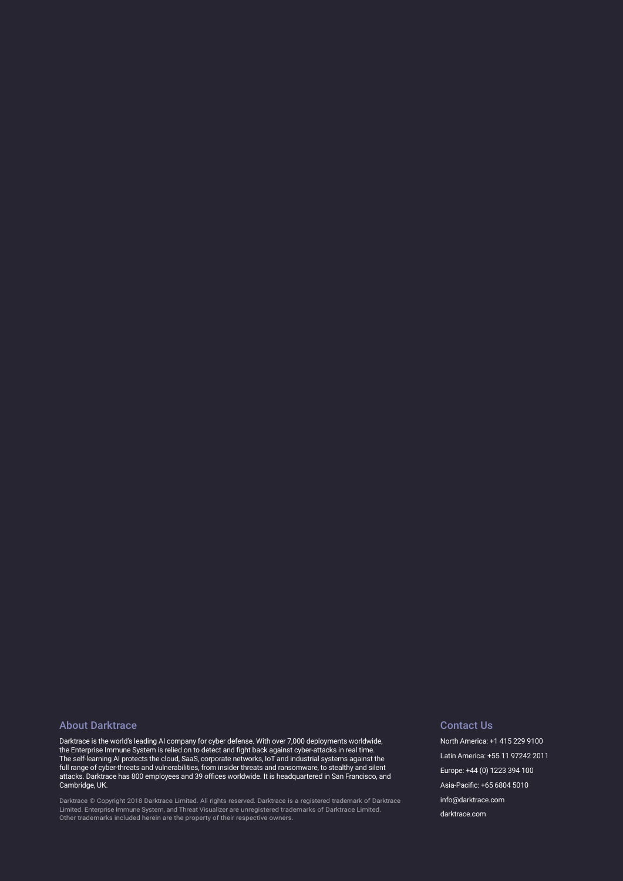## About Darktrace

Darktrace is the world's leading AI company for cyber defense. With over 7,000 deployments worldwide, the Enterprise Immune System is relied on to detect and fight back against cyber-attacks in real time. The self-learning AI protects the cloud, SaaS, corporate networks, IoT and industrial systems against the full range of cyber-threats and vulnerabilities, from insider threats and ransomware, to stealthy and silent attacks. Darktrace has 800 employees and 39 offices worldwide. It is headquartered in San Francisco, and Cambridge, UK.

Darktrace © Copyright 2018 Darktrace Limited. All rights reserved. Darktrace is a registered trademark of Darktrace Limited. Enterprise Immune System, and Threat Visualizer are unregistered trademarks of Darktrace Limited. Other trademarks included herein are the property of their respective owners.

## Contact Us

North America: +1 415 229 9100

Latin America: +55 11 97242 2011

Europe: +44 (0) 1223 394 100

Asia-Pacific: +65 6804 5010

info@darktrace.com

darktrace.com